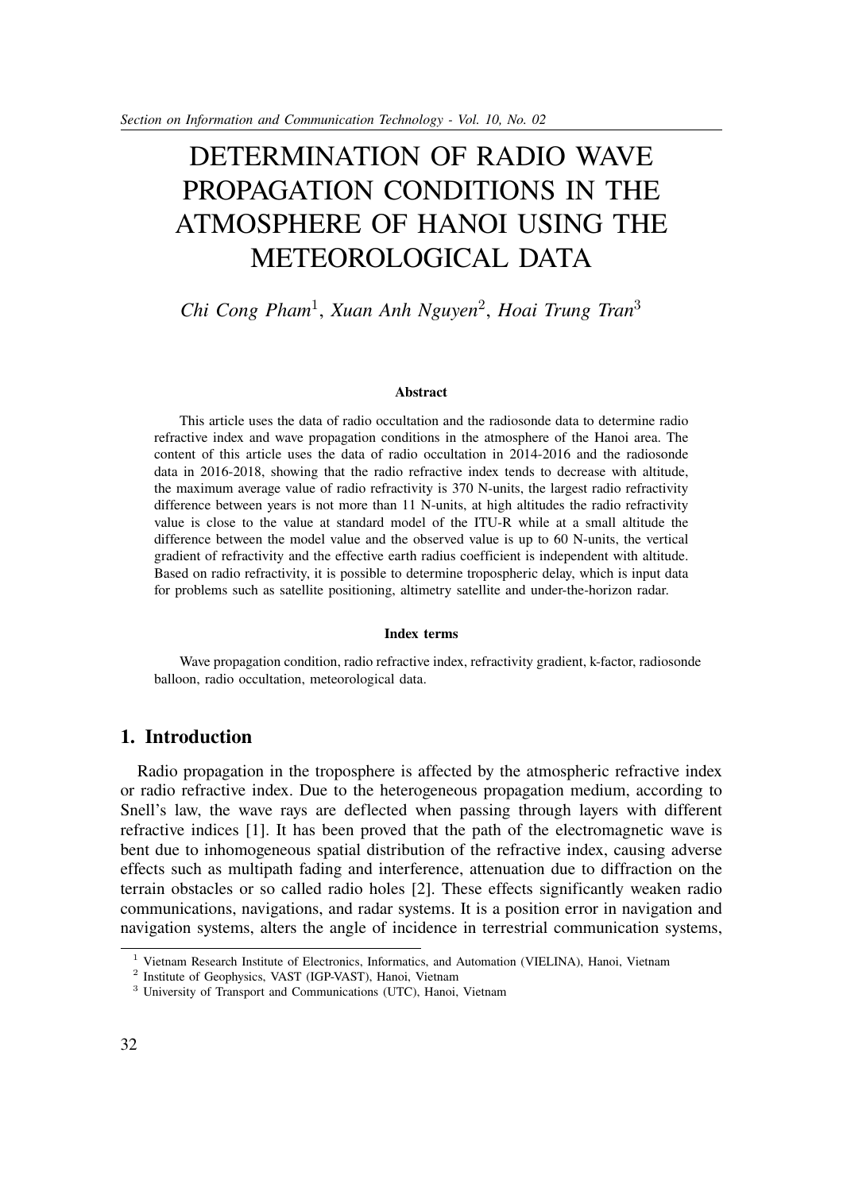# DETERMINATION OF RADIO WAVE PROPAGATION CONDITIONS IN THE ATMOSPHERE OF HANOI USING THE METEOROLOGICAL DATA

*Chi Cong Pham*[1], *Xuan Anh Nguyen*[2], *Hoai Trung Tran*[3]

#### Abstract

This article uses the data of radio occultation and the radiosonde data to determine radio refractive index and wave propagation conditions in the atmosphere of the Hanoi area. The content of this article uses the data of radio occultation in 2014-2016 and the radiosonde data in 2016-2018, showing that the radio refractive index tends to decrease with altitude, the maximum average value of radio refractivity is 370 N-units, the largest radio refractivity difference between years is not more than 11 N-units, at high altitudes the radio refractivity value is close to the value at standard model of the ITU-R while at a small altitude the difference between the model value and the observed value is up to 60 N-units, the vertical gradient of refractivity and the effective earth radius coefficient is independent with altitude. Based on radio refractivity, it is possible to determine tropospheric delay, which is input data for problems such as satellite positioning, altimetry satellite and under-the-horizon radar.

#### Index terms

Wave propagation condition, radio refractive index, refractivity gradient, k-factor, radiosonde balloon, radio occultation, meteorological data.

## 1. Introduction

Radio propagation in the troposphere is affected by the atmospheric refractive index or radio refractive index. Due to the heterogeneous propagation medium, according to Snell's law, the wave rays are deflected when passing through layers with different refractive indices [1]. It has been proved that the path of the electromagnetic wave is bent due to inhomogeneous spatial distribution of the refractive index, causing adverse effects such as multipath fading and interference, attenuation due to diffraction on the terrain obstacles or so called radio holes [2]. These effects significantly weaken radio communications, navigations, and radar systems. It is a position error in navigation and navigation systems, alters the angle of incidence in terrestrial communication systems,

[1] Vietnam Research Institute of Electronics, Informatics, and Automation (VIELINA), Hanoi, Vietnam
[2] Institute of Geophysics, VAST (IGP-VAST), Hanoi, Vietnam
[3] University of Transport and Communications (UTC), Hanoi, Vietnam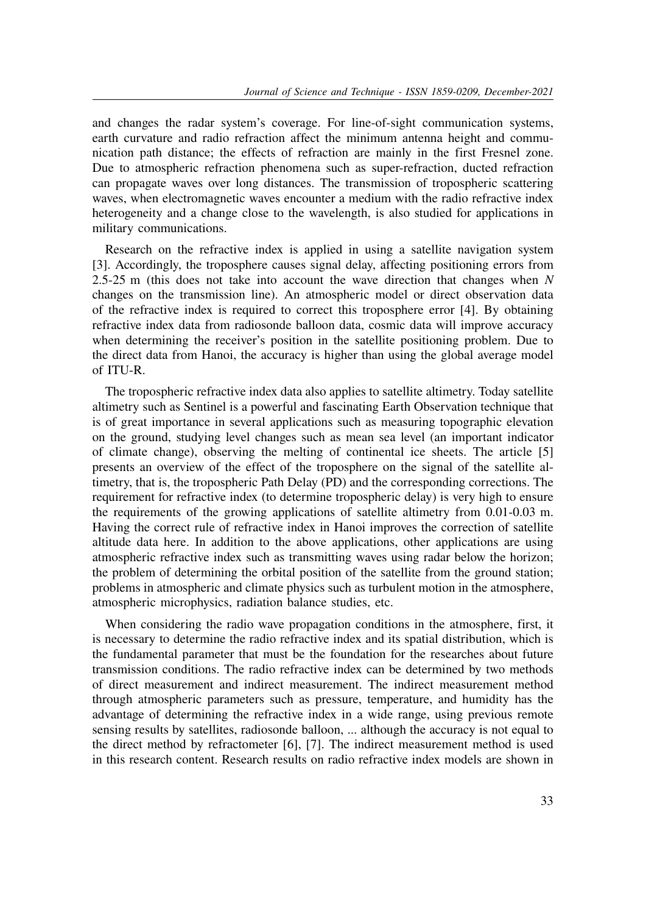and changes the radar system's coverage. For line-of-sight communication systems, earth curvature and radio refraction affect the minimum antenna height and communication path distance; the effects of refraction are mainly in the first Fresnel zone. Due to atmospheric refraction phenomena such as super-refraction, ducted refraction can propagate waves over long distances. The transmission of tropospheric scattering waves, when electromagnetic waves encounter a medium with the radio refractive index heterogeneity and a change close to the wavelength, is also studied for applications in military communications.

Research on the refractive index is applied in using a satellite navigation system [3]. Accordingly, the troposphere causes signal delay, affecting positioning errors from 2.5-25 m (this does not take into account the wave direction that changes when $N$ changes on the transmission line). An atmospheric model or direct observation data of the refractive index is required to correct this troposphere error [4]. By obtaining refractive index data from radiosonde balloon data, cosmic data will improve accuracy when determining the receiver's position in the satellite positioning problem. Due to the direct data from Hanoi, the accuracy is higher than using the global average model of ITU-R.

The tropospheric refractive index data also applies to satellite altimetry. Today satellite altimetry such as Sentinel is a powerful and fascinating Earth Observation technique that is of great importance in several applications such as measuring topographic elevation on the ground, studying level changes such as mean sea level (an important indicator of climate change), observing the melting of continental ice sheets. The article [5] presents an overview of the effect of the troposphere on the signal of the satellite altimetry, that is, the tropospheric Path Delay (PD) and the corresponding corrections. The requirement for refractive index (to determine tropospheric delay) is very high to ensure the requirements of the growing applications of satellite altimetry from 0.01-0.03 m. Having the correct rule of refractive index in Hanoi improves the correction of satellite altitude data here. In addition to the above applications, other applications are using atmospheric refractive index such as transmitting waves using radar below the horizon; the problem of determining the orbital position of the satellite from the ground station; problems in atmospheric and climate physics such as turbulent motion in the atmosphere, atmospheric microphysics, radiation balance studies, etc.

When considering the radio wave propagation conditions in the atmosphere, first, it is necessary to determine the radio refractive index and its spatial distribution, which is the fundamental parameter that must be the foundation for the researches about future transmission conditions. The radio refractive index can be determined by two methods of direct measurement and indirect measurement. The indirect measurement method through atmospheric parameters such as pressure, temperature, and humidity has the advantage of determining the refractive index in a wide range, using previous remote sensing results by satellites, radiosonde balloon, ... although the accuracy is not equal to the direct method by refractometer [6], [7]. The indirect measurement method is used in this research content. Research results on radio refractive index models are shown in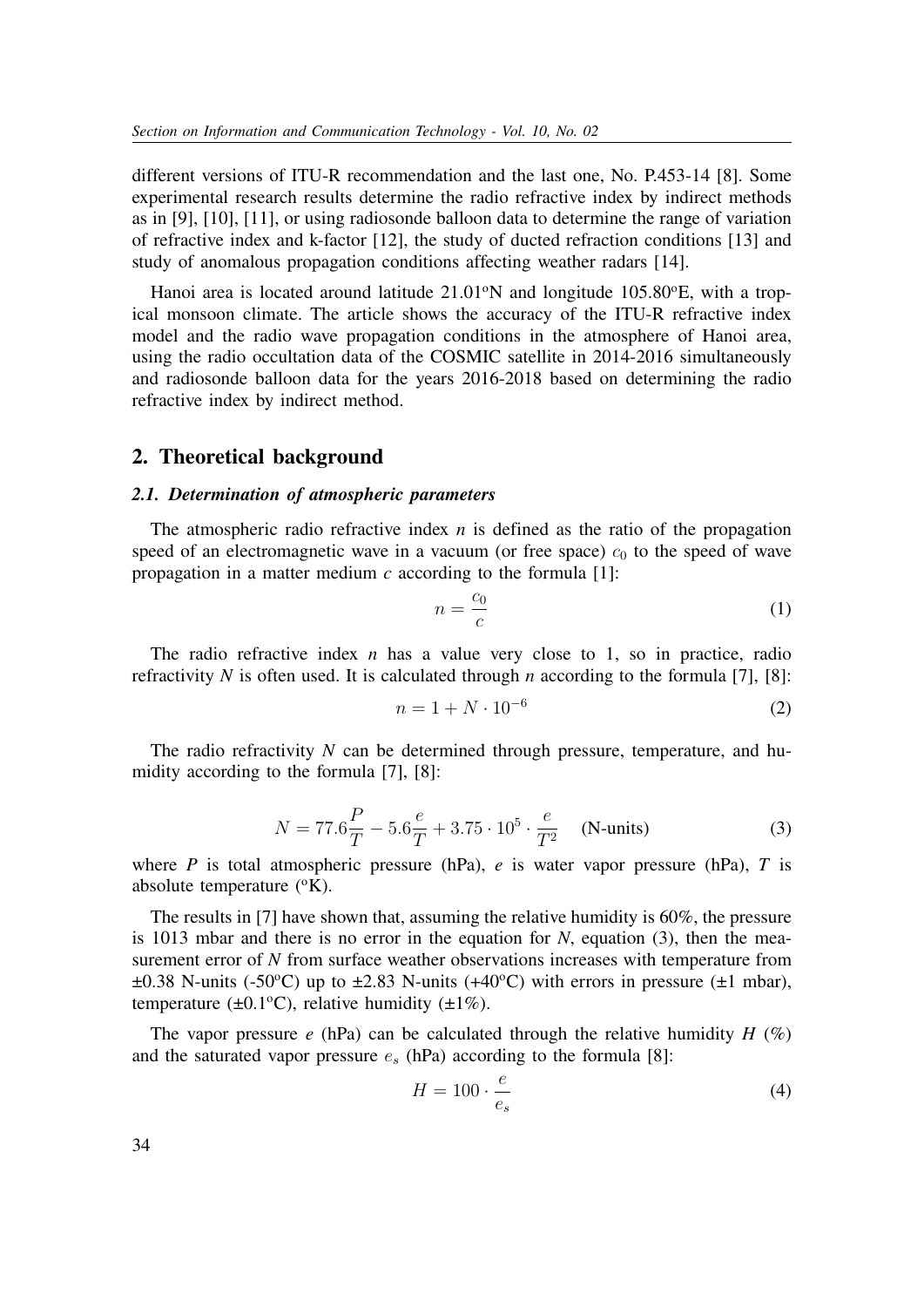different versions of ITU-R recommendation and the last one, No. P.453-14 [8]. Some experimental research results determine the radio refractive index by indirect methods as in [9], [10], [11], or using radiosonde balloon data to determine the range of variation of refractive index and k-factor [12], the study of ducted refraction conditions [13] and study of anomalous propagation conditions affecting weather radars [14].

Hanoi area is located around latitude 21.01°N and longitude 105.80°E, with a tropical monsoon climate. The article shows the accuracy of the ITU-R refractive index model and the radio wave propagation conditions in the atmosphere of Hanoi area, using the radio occultation data of the COSMIC satellite in 2014-2016 simultaneously and radiosonde balloon data for the years 2016-2018 based on determining the radio refractive index by indirect method.

## 2. Theoretical background

### *2.1. Determination of atmospheric parameters*

The atmospheric radio refractive index *n* is defined as the ratio of the propagation speed of an electromagnetic wave in a vacuum (or free space) $c_0$ to the speed of wave propagation in a matter medium *c* according to the formula [1]:

$$n = \frac{c_0}{c} \tag{1}$$

The radio refractive index *n* has a value very close to 1, so in practice, radio refractivity *N* is often used. It is calculated through *n* according to the formula [7], [8]:

$$n = 1 + N \cdot 10^{-6} \tag{2}$$

The radio refractivity *N* can be determined through pressure, temperature, and humidity according to the formula [7], [8]:

$$N = 77.6\frac{P}{T} - 5.6\frac{e}{T} + 3.75 \cdot 10^5 \cdot \frac{e}{T^2} \quad \text{(N-units)} \tag{3}$$

where *P* is total atmospheric pressure (hPa), *e* is water vapor pressure (hPa), *T* is absolute temperature (°K).

The results in [7] have shown that, assuming the relative humidity is 60%, the pressure is 1013 mbar and there is no error in the equation for *N*, equation (3), then the measurement error of *N* from surface weather observations increases with temperature from ±0.38 N-units (-50°C) up to ±2.83 N-units (+40°C) with errors in pressure (±1 mbar), temperature (±0.1°C), relative humidity (±1%).

The vapor pressure *e* (hPa) can be calculated through the relative humidity *H* (%) and the saturated vapor pressure $e_s$ (hPa) according to the formula [8]:

$$H = 100 \cdot \frac{e}{e_s} \tag{4}$$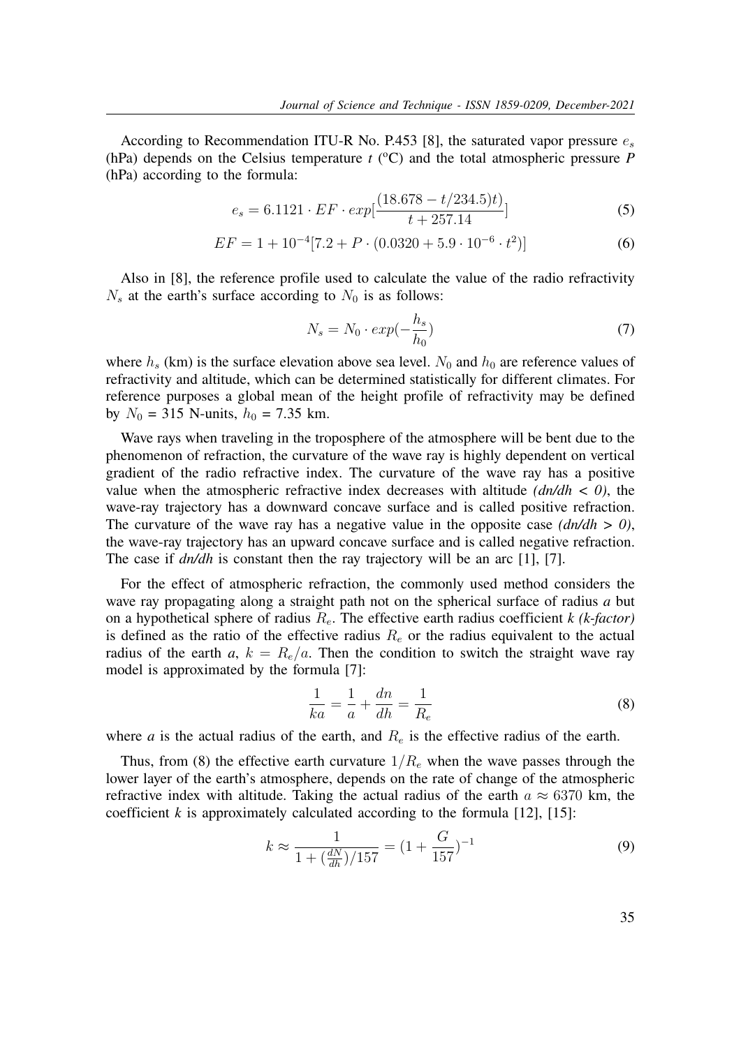According to Recommendation ITU-R No. P.453 [8], the saturated vapor pressure $e_s$ (hPa) depends on the Celsius temperature *t* (°C) and the total atmospheric pressure *P* (hPa) according to the formula:

$$e_s = 6.1121 \cdot EF \cdot exp[\frac{(18.678 - t/234.5)t)}{t + 257.14}] \tag{5}$$

$$EF = 1 + 10^{-4}[7.2 + P \cdot (0.0320 + 5.9 \cdot 10^{-6} \cdot t^2)] \tag{6}$$

Also in [8], the reference profile used to calculate the value of the radio refractivity $N_s$ at the earth's surface according to $N_0$ is as follows:

$$N_s = N_0 \cdot exp(-\frac{h_s}{h_0}) \tag{7}$$

where $h_s$ (km) is the surface elevation above sea level. $N_0$ and $h_0$ are reference values of refractivity and altitude, which can be determined statistically for different climates. For reference purposes a global mean of the height profile of refractivity may be defined by $N_0$ = 315 N-units, $h_0$ = 7.35 km.

Wave rays when traveling in the troposphere of the atmosphere will be bent due to the phenomenon of refraction, the curvature of the wave ray is highly dependent on vertical gradient of the radio refractive index. The curvature of the wave ray has a positive value when the atmospheric refractive index decreases with altitude *(dn/dh < 0)*, the wave-ray trajectory has a downward concave surface and is called positive refraction. The curvature of the wave ray has a negative value in the opposite case *(dn/dh > 0)*, the wave-ray trajectory has an upward concave surface and is called negative refraction. The case if *dn/dh* is constant then the ray trajectory will be an arc [1], [7].

For the effect of atmospheric refraction, the commonly used method considers the wave ray propagating along a straight path not on the spherical surface of radius *a* but on a hypothetical sphere of radius $R_e$. The effective earth radius coefficient *k (k-factor)* is defined as the ratio of the effective radius $R_e$ or the radius equivalent to the actual radius of the earth *a*, $k = R_e/a$. Then the condition to switch the straight wave ray model is approximated by the formula [7]:

$$\frac{1}{ka} = \frac{1}{a} + \frac{dn}{dh} = \frac{1}{R_e} \tag{8}$$

where *a* is the actual radius of the earth, and $R_e$ is the effective radius of the earth.

Thus, from (8) the effective earth curvature $1/R_e$ when the wave passes through the lower layer of the earth's atmosphere, depends on the rate of change of the atmospheric refractive index with altitude. Taking the actual radius of the earth $a \approx 6370$ km, the coefficient *k* is approximately calculated according to the formula [12], [15]:

$$k \approx \frac{1}{1 + (\frac{dN}{dh})/157} = (1 + \frac{G}{157})^{-1} \tag{9}$$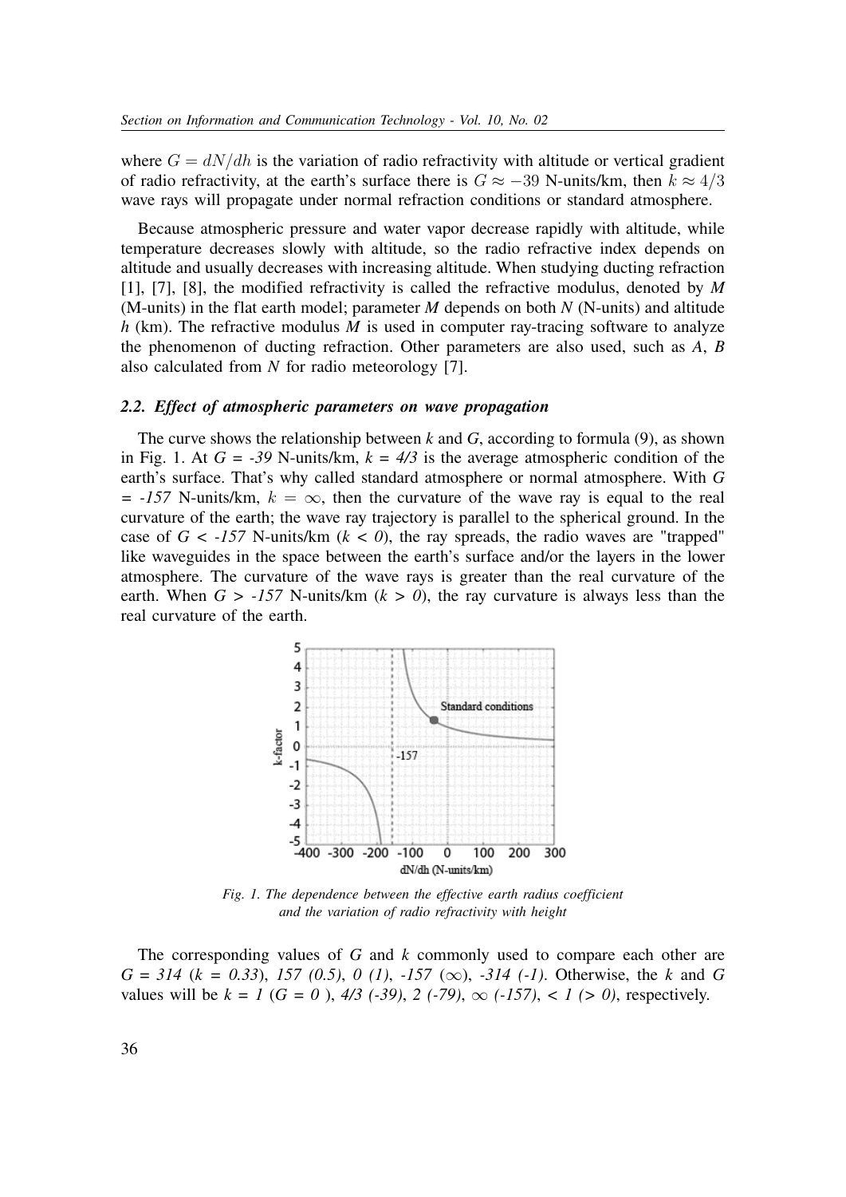where $G = dN/dh$ is the variation of radio refractivity with altitude or vertical gradient of radio refractivity, at the earth's surface there is $G \approx -39$ N-units/km, then $k \approx 4/3$ wave rays will propagate under normal refraction conditions or standard atmosphere.

Because atmospheric pressure and water vapor decrease rapidly with altitude, while temperature decreases slowly with altitude, so the radio refractive index depends on altitude and usually decreases with increasing altitude. When studying ducting refraction [1], [7], [8], the modified refractivity is called the refractive modulus, denoted by $M$ (M-units) in the flat earth model; parameter $M$ depends on both $N$ (N-units) and altitude $h$ (km). The refractive modulus $M$ is used in computer ray-tracing software to analyze the phenomenon of ducting refraction. Other parameters are also used, such as $A$, $B$ also calculated from $N$ for radio meteorology [7].

### 2.2. Effect of atmospheric parameters on wave propagation

The curve shows the relationship between $k$ and $G$, according to formula (9), as shown in Fig. 1. At $G = -39$ N-units/km, $k = 4/3$ is the average atmospheric condition of the earth's surface. That's why called standard atmosphere or normal atmosphere. With $G = -157$ N-units/km, $k = \infty$, then the curvature of the wave ray is equal to the real curvature of the earth; the wave ray trajectory is parallel to the spherical ground. In the case of $G < -157$ N-units/km ($k < 0$), the ray spreads, the radio waves are "trapped" like waveguides in the space between the earth's surface and/or the layers in the lower atmosphere. The curvature of the wave rays is greater than the real curvature of the earth. When $G > -157$ N-units/km ($k > 0$), the ray curvature is always less than the real curvature of the earth.

*Fig. 1. The dependence between the effective earth radius coefficient and the variation of radio refractivity with height*

The corresponding values of $G$ and $k$ commonly used to compare each other are $G = 314$ ($k = 0.33$), $157$ ($0.5$), $0$ ($1$), $-157$ ($\infty$), $-314$ ($-1$). Otherwise, the $k$ and $G$ values will be $k = 1$ ($G = 0$ ), $4/3$ ($-39$), $2$ ($-79$), $\infty$ ($-157$), $< 1$ ($> 0$), respectively.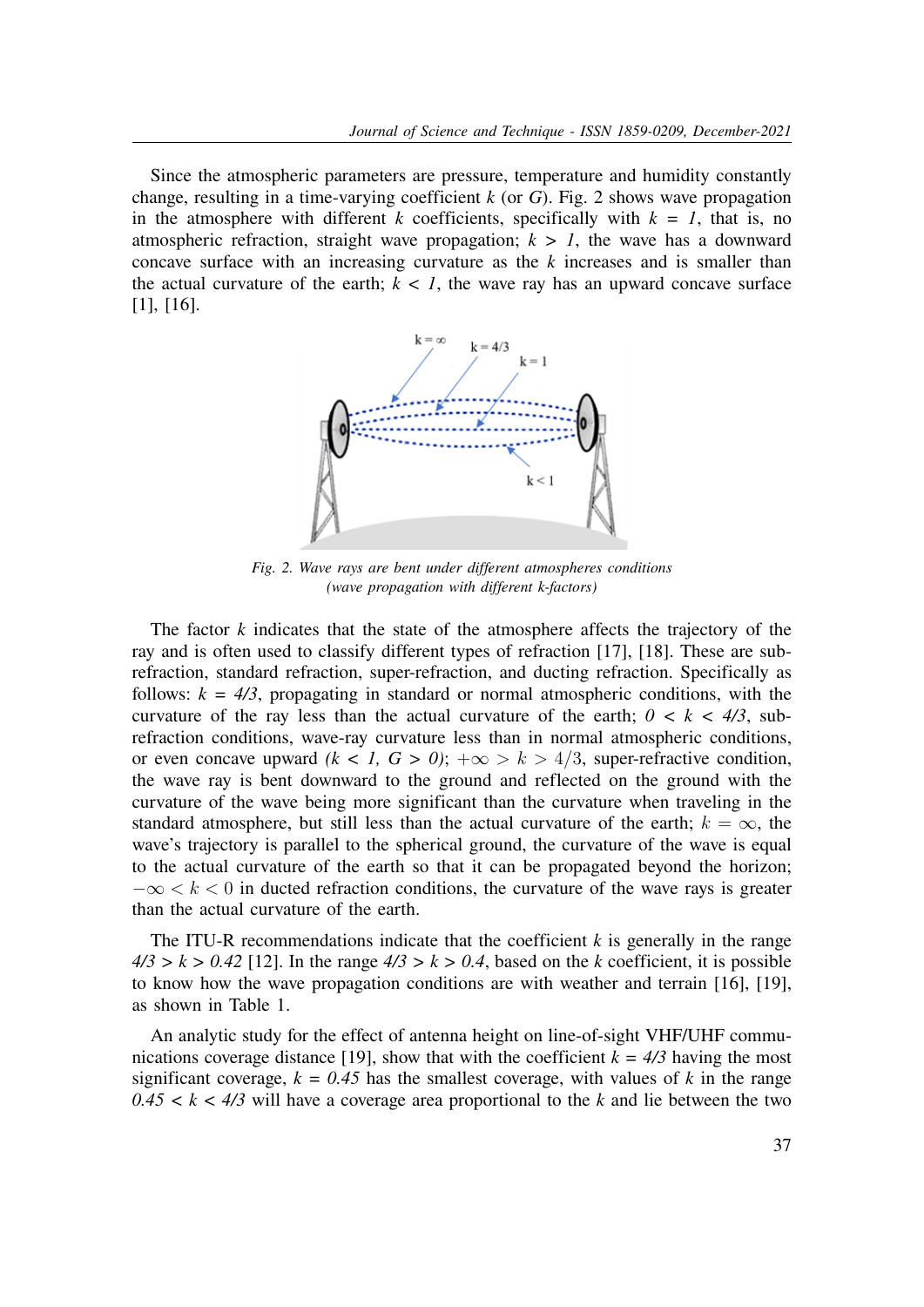Since the atmospheric parameters are pressure, temperature and humidity constantly change, resulting in a time-varying coefficient $k$ (or $G$). Fig. 2 shows wave propagation in the atmosphere with different $k$ coefficients, specifically with $k = 1$, that is, no atmospheric refraction, straight wave propagation; $k > 1$, the wave has a downward concave surface with an increasing curvature as the $k$ increases and is smaller than the actual curvature of the earth; $k < 1$, the wave ray has an upward concave surface [1], [16].

*Fig. 2. Wave rays are bent under different atmospheres conditions (wave propagation with different k-factors)*

The factor $k$ indicates that the state of the atmosphere affects the trajectory of the ray and is often used to classify different types of refraction [17], [18]. These are sub-refraction, standard refraction, super-refraction, and ducting refraction. Specifically as follows: $k = 4/3$, propagating in standard or normal atmospheric conditions, with the curvature of the ray less than the actual curvature of the earth; $0 < k < 4/3$, sub-refraction conditions, wave-ray curvature less than in normal atmospheric conditions, or even concave upward $(k < 1, G > 0)$; $+\infty > k > 4/3$, super-refractive condition, the wave ray is bent downward to the ground and reflected on the ground with the curvature of the wave being more significant than the curvature when traveling in the standard atmosphere, but still less than the actual curvature of the earth; $k = \infty$, the wave's trajectory is parallel to the spherical ground, the curvature of the wave is equal to the actual curvature of the earth so that it can be propagated beyond the horizon; $-\infty < k < 0$ in ducted refraction conditions, the curvature of the wave rays is greater than the actual curvature of the earth.

The ITU-R recommendations indicate that the coefficient $k$ is generally in the range $4/3 > k > 0.42$ [12]. In the range $4/3 > k > 0.4$, based on the $k$ coefficient, it is possible to know how the wave propagation conditions are with weather and terrain [16], [19], as shown in Table 1.

An analytic study for the effect of antenna height on line-of-sight VHF/UHF communications coverage distance [19], show that with the coefficient $k = 4/3$ having the most significant coverage, $k = 0.45$ has the smallest coverage, with values of $k$ in the range $0.45 < k < 4/3$ will have a coverage area proportional to the $k$ and lie between the two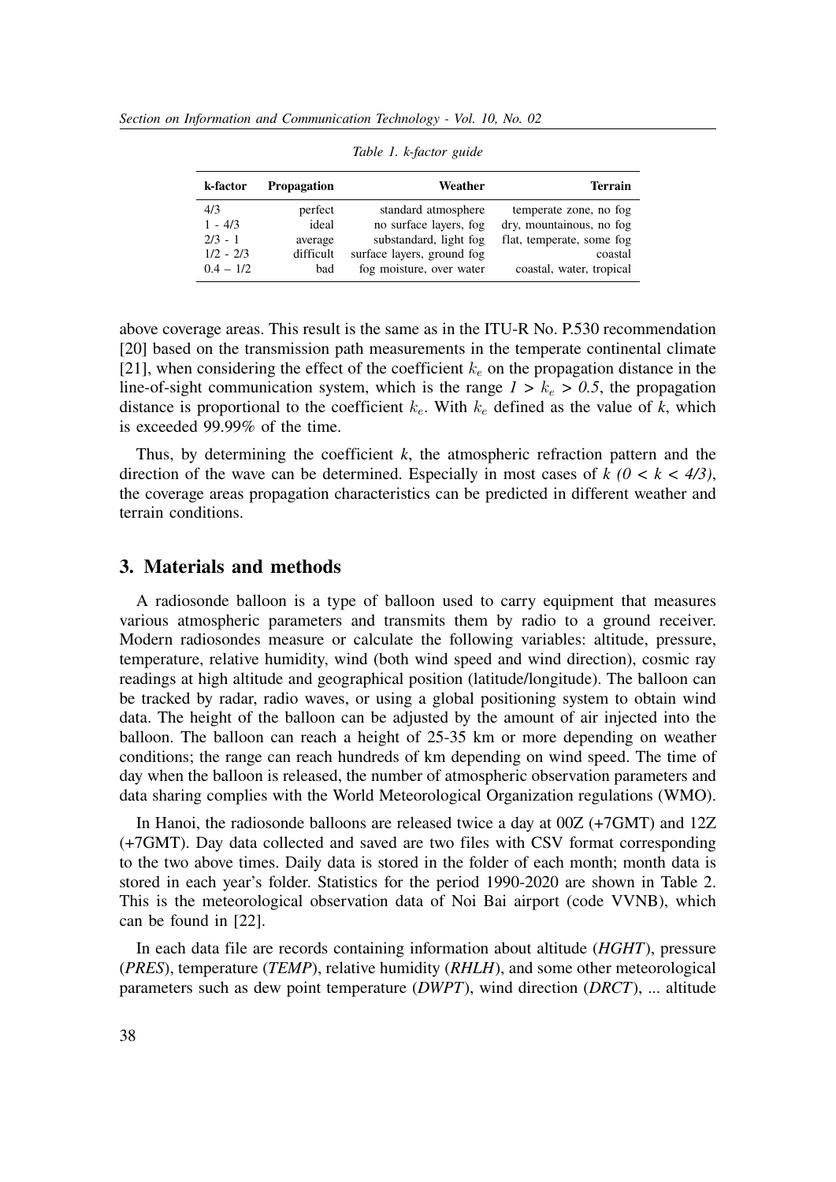Table 1. k-factor guide

| k-factor | Propagation | Weather | Terrain |
|---|---|---|---|
| 4/3 | perfect | standard atmosphere | temperate zone, no fog |
| 1 - 4/3 | ideal | no surface layers, fog | dry, mountainous, no fog |
| 2/3 - 1 | average | substandard, light fog | flat, temperate, some fog |
| 1/2 - 2/3 | difficult | surface layers, ground fog | coastal |
| 0.4 – 1/2 | bad | fog moisture, over water | coastal, water, tropical |

above coverage areas. This result is the same as in the ITU-R No. P.530 recommendation [20] based on the transmission path measurements in the temperate continental climate [21], when considering the effect of the coefficient $k_e$ on the propagation distance in the line-of-sight communication system, which is the range $1 > k_e > 0.5$, the propagation distance is proportional to the coefficient $k_e$. With $k_e$ defined as the value of $k$, which is exceeded 99.99% of the time.

Thus, by determining the coefficient $k$, the atmospheric refraction pattern and the direction of the wave can be determined. Especially in most cases of $k$ $(0 < k < 4/3)$, the coverage areas propagation characteristics can be predicted in different weather and terrain conditions.

## 3. Materials and methods

A radiosonde balloon is a type of balloon used to carry equipment that measures various atmospheric parameters and transmits them by radio to a ground receiver. Modern radiosondes measure or calculate the following variables: altitude, pressure, temperature, relative humidity, wind (both wind speed and wind direction), cosmic ray readings at high altitude and geographical position (latitude/longitude). The balloon can be tracked by radar, radio waves, or using a global positioning system to obtain wind data. The height of the balloon can be adjusted by the amount of air injected into the balloon. The balloon can reach a height of 25-35 km or more depending on weather conditions; the range can reach hundreds of km depending on wind speed. The time of day when the balloon is released, the number of atmospheric observation parameters and data sharing complies with the World Meteorological Organization regulations (WMO).

In Hanoi, the radiosonde balloons are released twice a day at 00Z (+7GMT) and 12Z (+7GMT). Day data collected and saved are two files with CSV format corresponding to the two above times. Daily data is stored in the folder of each month; month data is stored in each year's folder. Statistics for the period 1990-2020 are shown in Table 2. This is the meteorological observation data of Noi Bai airport (code VVNB), which can be found in [22].

In each data file are records containing information about altitude (*HGHT*), pressure (*PRES*), temperature (*TEMP*), relative humidity (*RHLH*), and some other meteorological parameters such as dew point temperature (*DWPT*), wind direction (*DRCT*), ... altitude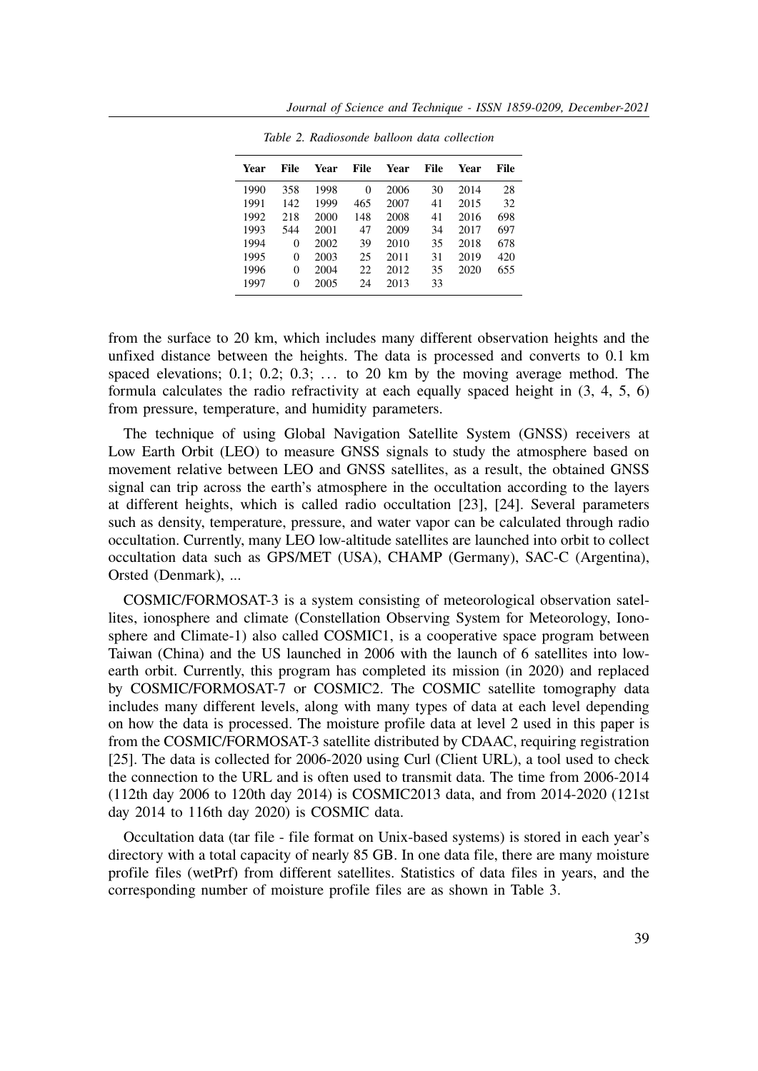*Table 2. Radiosonde balloon data collection*

| Year | File | Year | File | Year | File | Year | File |
|---|---|---|---|---|---|---|---|
| 1990 | 358 | 1998 | 0 | 2006 | 30 | 2014 | 28 |
| 1991 | 142 | 1999 | 465 | 2007 | 41 | 2015 | 32 |
| 1992 | 218 | 2000 | 148 | 2008 | 41 | 2016 | 698 |
| 1993 | 544 | 2001 | 47 | 2009 | 34 | 2017 | 697 |
| 1994 | 0 | 2002 | 39 | 2010 | 35 | 2018 | 678 |
| 1995 | 0 | 2003 | 25 | 2011 | 31 | 2019 | 420 |
| 1996 | 0 | 2004 | 22 | 2012 | 35 | 2020 | 655 |
| 1997 | 0 | 2005 | 24 | 2013 | 33 | | |

from the surface to 20 km, which includes many different observation heights and the unfixed distance between the heights. The data is processed and converts to 0.1 km spaced elevations; 0.1; 0.2; 0.3; … to 20 km by the moving average method. The formula calculates the radio refractivity at each equally spaced height in (3, 4, 5, 6) from pressure, temperature, and humidity parameters.

The technique of using Global Navigation Satellite System (GNSS) receivers at Low Earth Orbit (LEO) to measure GNSS signals to study the atmosphere based on movement relative between LEO and GNSS satellites, as a result, the obtained GNSS signal can trip across the earth's atmosphere in the occultation according to the layers at different heights, which is called radio occultation [23], [24]. Several parameters such as density, temperature, pressure, and water vapor can be calculated through radio occultation. Currently, many LEO low-altitude satellites are launched into orbit to collect occultation data such as GPS/MET (USA), CHAMP (Germany), SAC-C (Argentina), Orsted (Denmark), ...

COSMIC/FORMOSAT-3 is a system consisting of meteorological observation satellites, ionosphere and climate (Constellation Observing System for Meteorology, Ionosphere and Climate-1) also called COSMIC1, is a cooperative space program between Taiwan (China) and the US launched in 2006 with the launch of 6 satellites into low-earth orbit. Currently, this program has completed its mission (in 2020) and replaced by COSMIC/FORMOSAT-7 or COSMIC2. The COSMIC satellite tomography data includes many different levels, along with many types of data at each level depending on how the data is processed. The moisture profile data at level 2 used in this paper is from the COSMIC/FORMOSAT-3 satellite distributed by CDAAC, requiring registration [25]. The data is collected for 2006-2020 using Curl (Client URL), a tool used to check the connection to the URL and is often used to transmit data. The time from 2006-2014 (112th day 2006 to 120th day 2014) is COSMIC2013 data, and from 2014-2020 (121st day 2014 to 116th day 2020) is COSMIC data.

Occultation data (tar file - file format on Unix-based systems) is stored in each year's directory with a total capacity of nearly 85 GB. In one data file, there are many moisture profile files (wetPrf) from different satellites. Statistics of data files in years, and the corresponding number of moisture profile files are as shown in Table 3.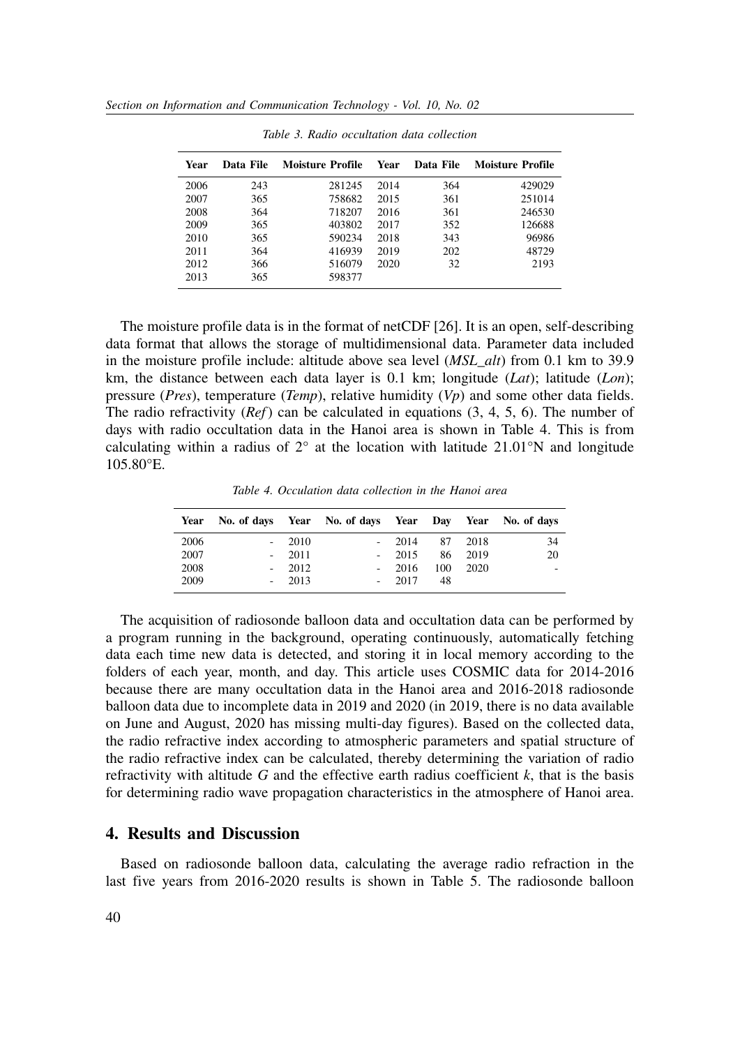Table 3. Radio occultation data collection

| Year | Data File | Moisture Profile | Year | Data File | Moisture Profile |
|---|---|---|---|---|---|
| 2006 | 243 | 281245 | 2014 | 364 | 429029 |
| 2007 | 365 | 758682 | 2015 | 361 | 251014 |
| 2008 | 364 | 718207 | 2016 | 361 | 246530 |
| 2009 | 365 | 403802 | 2017 | 352 | 126688 |
| 2010 | 365 | 590234 | 2018 | 343 | 96986 |
| 2011 | 364 | 416939 | 2019 | 202 | 48729 |
| 2012 | 366 | 516079 | 2020 | 32 | 2193 |
| 2013 | 365 | 598377 | | | |

The moisture profile data is in the format of netCDF [26]. It is an open, self-describing data format that allows the storage of multidimensional data. Parameter data included in the moisture profile include: altitude above sea level (*MSL_alt*) from 0.1 km to 39.9 km, the distance between each data layer is 0.1 km; longitude (*Lat*); latitude (*Lon*); pressure (*Pres*), temperature (*Temp*), relative humidity (*Vp*) and some other data fields. The radio refractivity (*Ref*) can be calculated in equations (3, 4, 5, 6). The number of days with radio occultation data in the Hanoi area is shown in Table 4. This is from calculating within a radius of $2°$ at the location with latitude 21.01°N and longitude 105.80°E.

Table 4. Occulation data collection in the Hanoi area

| Year | No. of days | Year | No. of days | Year | Day | Year | No. of days |
|---|---|---|---|---|---|---|---|
| 2006 | - | 2010 | - | 2014 | 87 | 2018 | 34 |
| 2007 | - | 2011 | - | 2015 | 86 | 2019 | 20 |
| 2008 | - | 2012 | - | 2016 | 100 | 2020 | - |
| 2009 | - | 2013 | - | 2017 | 48 | | |

The acquisition of radiosonde balloon data and occultation data can be performed by a program running in the background, operating continuously, automatically fetching data each time new data is detected, and storing it in local memory according to the folders of each year, month, and day. This article uses COSMIC data for 2014-2016 because there are many occultation data in the Hanoi area and 2016-2018 radiosonde balloon data due to incomplete data in 2019 and 2020 (in 2019, there is no data available on June and August, 2020 has missing multi-day figures). Based on the collected data, the radio refractive index according to atmospheric parameters and spatial structure of the radio refractive index can be calculated, thereby determining the variation of radio refractivity with altitude $G$ and the effective earth radius coefficient $k$, that is the basis for determining radio wave propagation characteristics in the atmosphere of Hanoi area.

## 4. Results and Discussion

Based on radiosonde balloon data, calculating the average radio refraction in the last five years from 2016-2020 results is shown in Table 5. The radiosonde balloon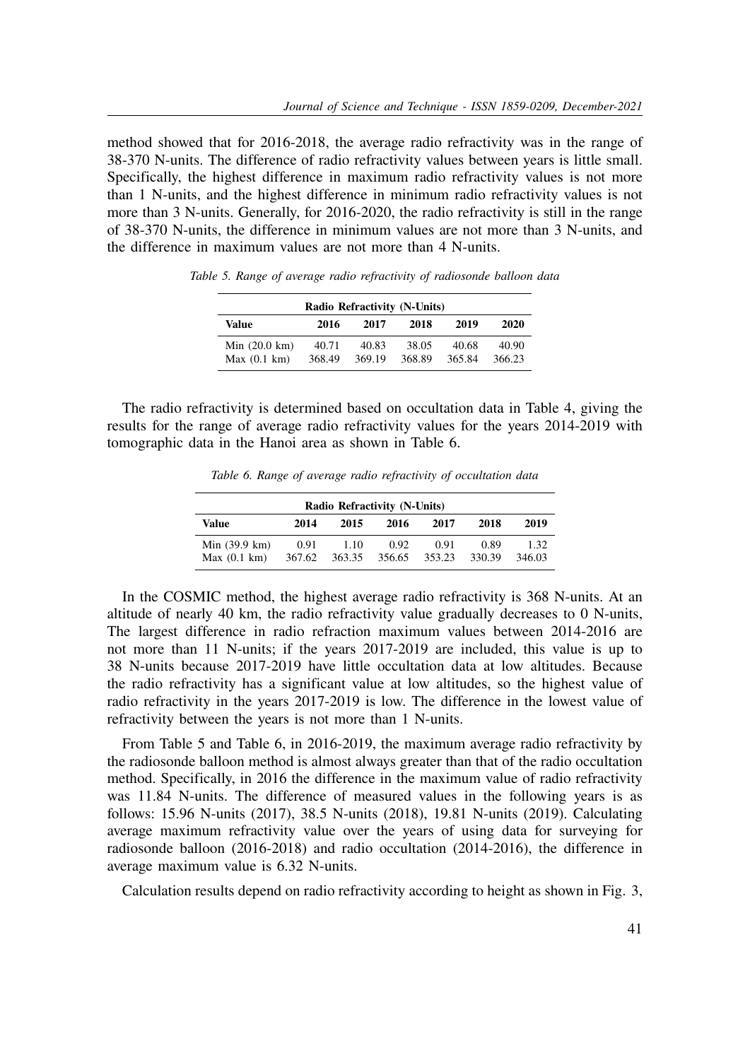method showed that for 2016-2018, the average radio refractivity was in the range of 38-370 N-units. The difference of radio refractivity values between years is little small. Specifically, the highest difference in maximum radio refractivity values is not more than 1 N-units, and the highest difference in minimum radio refractivity values is not more than 3 N-units. Generally, for 2016-2020, the radio refractivity is still in the range of 38-370 N-units, the difference in minimum values are not more than 3 N-units, and the difference in maximum values are not more than 4 N-units.

*Table 5. Range of average radio refractivity of radiosonde balloon data*

| Radio Refractivity (N-Units) | | | | | |
|---|---|---|---|---|---|
| **Value** | **2016** | **2017** | **2018** | **2019** | **2020** |
| Min (20.0 km) | 40.71 | 40.83 | 38.05 | 40.68 | 40.90 |
| Max (0.1 km) | 368.49 | 369.19 | 368.89 | 365.84 | 366.23 |

The radio refractivity is determined based on occultation data in Table 4, giving the results for the range of average radio refractivity values for the years 2014-2019 with tomographic data in the Hanoi area as shown in Table 6.

*Table 6. Range of average radio refractivity of occultation data*

| Radio Refractivity (N-Units) | | | | | | |
|---|---|---|---|---|---|---|
| **Value** | **2014** | **2015** | **2016** | **2017** | **2018** | **2019** |
| Min (39.9 km) | 0.91 | 1.10 | 0.92 | 0.91 | 0.89 | 1.32 |
| Max (0.1 km) | 367.62 | 363.35 | 356.65 | 353.23 | 330.39 | 346.03 |

In the COSMIC method, the highest average radio refractivity is 368 N-units. At an altitude of nearly 40 km, the radio refractivity value gradually decreases to 0 N-units, The largest difference in radio refraction maximum values between 2014-2016 are not more than 11 N-units; if the years 2017-2019 are included, this value is up to 38 N-units because 2017-2019 have little occultation data at low altitudes. Because the radio refractivity has a significant value at low altitudes, so the highest value of radio refractivity in the years 2017-2019 is low. The difference in the lowest value of refractivity between the years is not more than 1 N-units.

From Table 5 and Table 6, in 2016-2019, the maximum average radio refractivity by the radiosonde balloon method is almost always greater than that of the radio occultation method. Specifically, in 2016 the difference in the maximum value of radio refractivity was 11.84 N-units. The difference of measured values in the following years is as follows: 15.96 N-units (2017), 38.5 N-units (2018), 19.81 N-units (2019). Calculating average maximum refractivity value over the years of using data for surveying for radiosonde balloon (2016-2018) and radio occultation (2014-2016), the difference in average maximum value is 6.32 N-units.

Calculation results depend on radio refractivity according to height as shown in Fig. 3,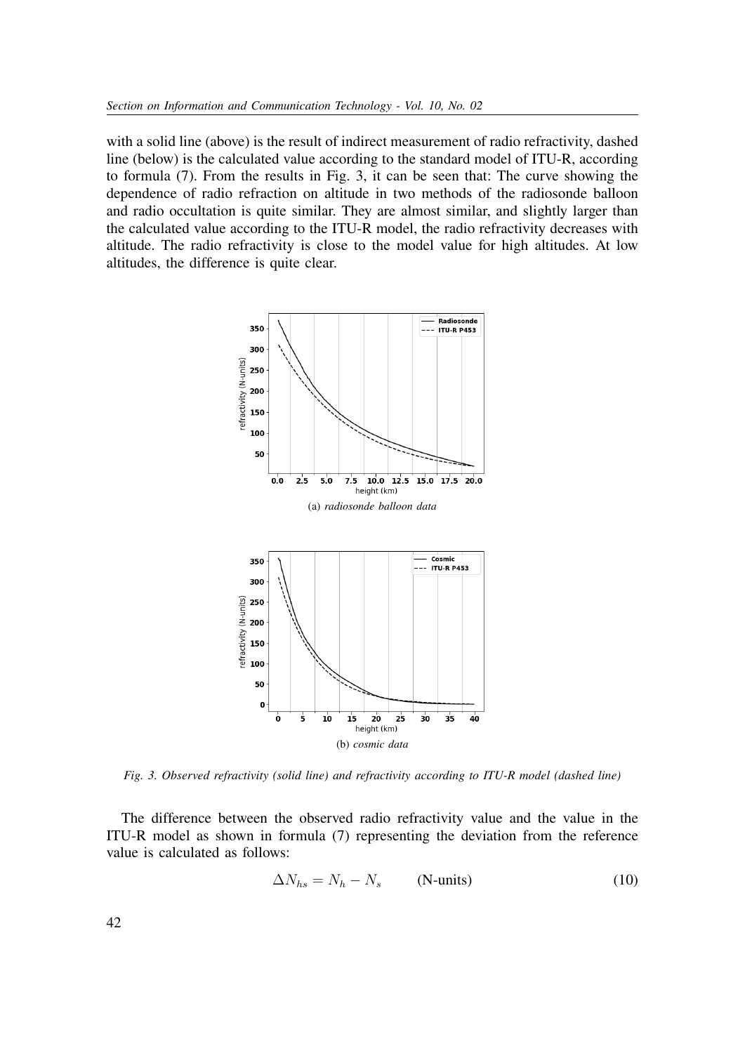with a solid line (above) is the result of indirect measurement of radio refractivity, dashed line (below) is the calculated value according to the standard model of ITU-R, according to formula (7). From the results in Fig. 3, it can be seen that: The curve showing the dependence of radio refraction on altitude in two methods of the radiosonde balloon and radio occultation is quite similar. They are almost similar, and slightly larger than the calculated value according to the ITU-R model, the radio refractivity decreases with altitude. The radio refractivity is close to the model value for high altitudes. At low altitudes, the difference is quite clear.

(a) *radiosonde balloon data*

(b) *cosmic data*

*Fig. 3. Observed refractivity (solid line) and refractivity according to ITU-R model (dashed line)*

The difference between the observed radio refractivity value and the value in the ITU-R model as shown in formula (7) representing the deviation from the reference value is calculated as follows:

$$\Delta N_{hs} = N_h - N_s \qquad \text{(N-units)} \tag{10}$$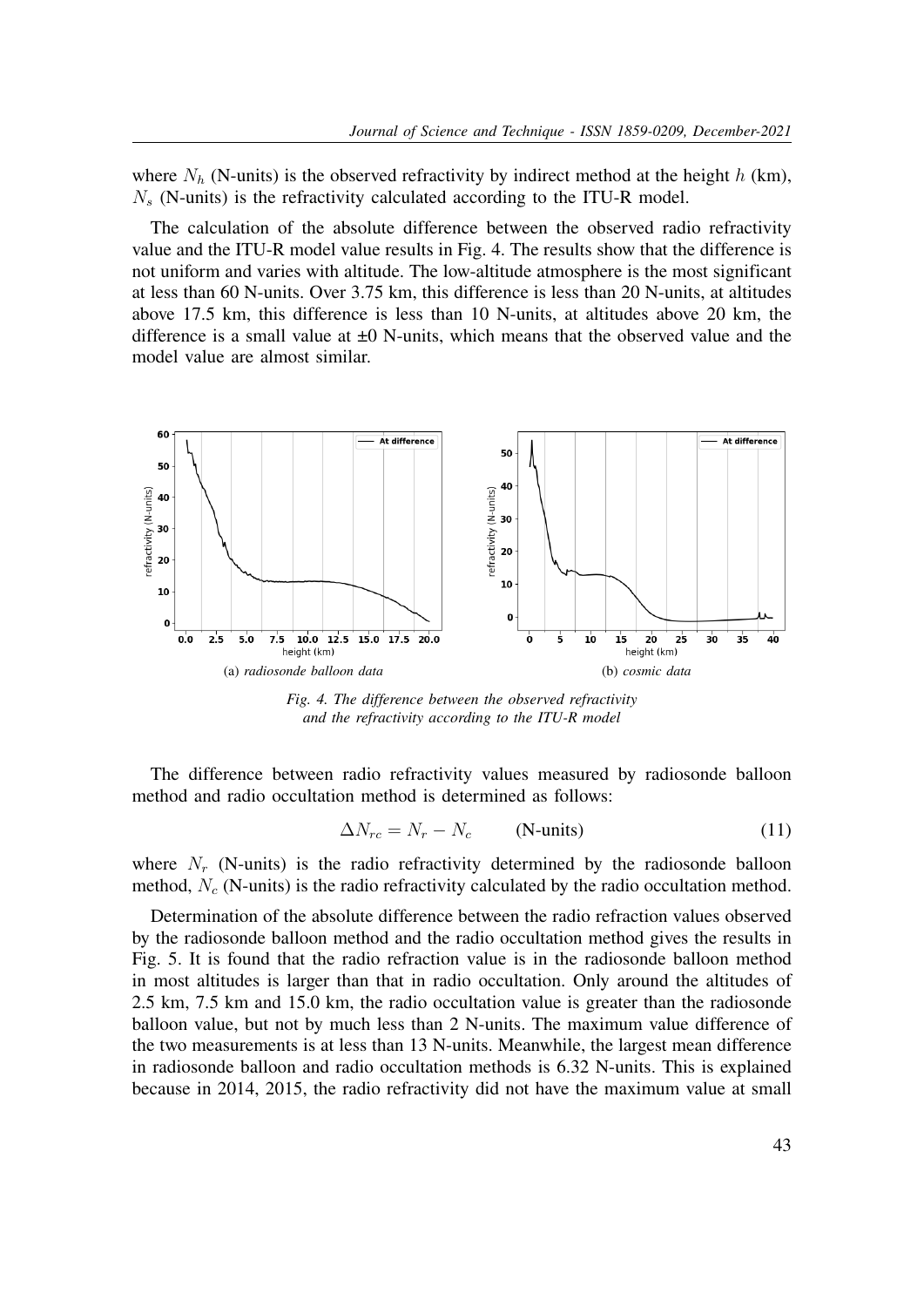where $N_h$ (N-units) is the observed refractivity by indirect method at the height $h$ (km), $N_s$ (N-units) is the refractivity calculated according to the ITU-R model.

The calculation of the absolute difference between the observed radio refractivity value and the ITU-R model value results in Fig. 4. The results show that the difference is not uniform and varies with altitude. The low-altitude atmosphere is the most significant at less than 60 N-units. Over 3.75 km, this difference is less than 20 N-units, at altitudes above 17.5 km, this difference is less than 10 N-units, at altitudes above 20 km, the difference is a small value at ±0 N-units, which means that the observed value and the model value are almost similar.

(a) *radiosonde balloon data*

(b) *cosmic data*

*Fig. 4. The difference between the observed refractivity and the refractivity according to the ITU-R model*

The difference between radio refractivity values measured by radiosonde balloon method and radio occultation method is determined as follows:

$$\Delta N_{rc} = N_r - N_c \qquad \text{(N-units)} \tag{11}$$

where $N_r$ (N-units) is the radio refractivity determined by the radiosonde balloon method, $N_c$ (N-units) is the radio refractivity calculated by the radio occultation method.

Determination of the absolute difference between the radio refraction values observed by the radiosonde balloon method and the radio occultation method gives the results in Fig. 5. It is found that the radio refraction value is in the radiosonde balloon method in most altitudes is larger than that in radio occultation. Only around the altitudes of 2.5 km, 7.5 km and 15.0 km, the radio occultation value is greater than the radiosonde balloon value, but not by much less than 2 N-units. The maximum value difference of the two measurements is at less than 13 N-units. Meanwhile, the largest mean difference in radiosonde balloon and radio occultation methods is 6.32 N-units. This is explained because in 2014, 2015, the radio refractivity did not have the maximum value at small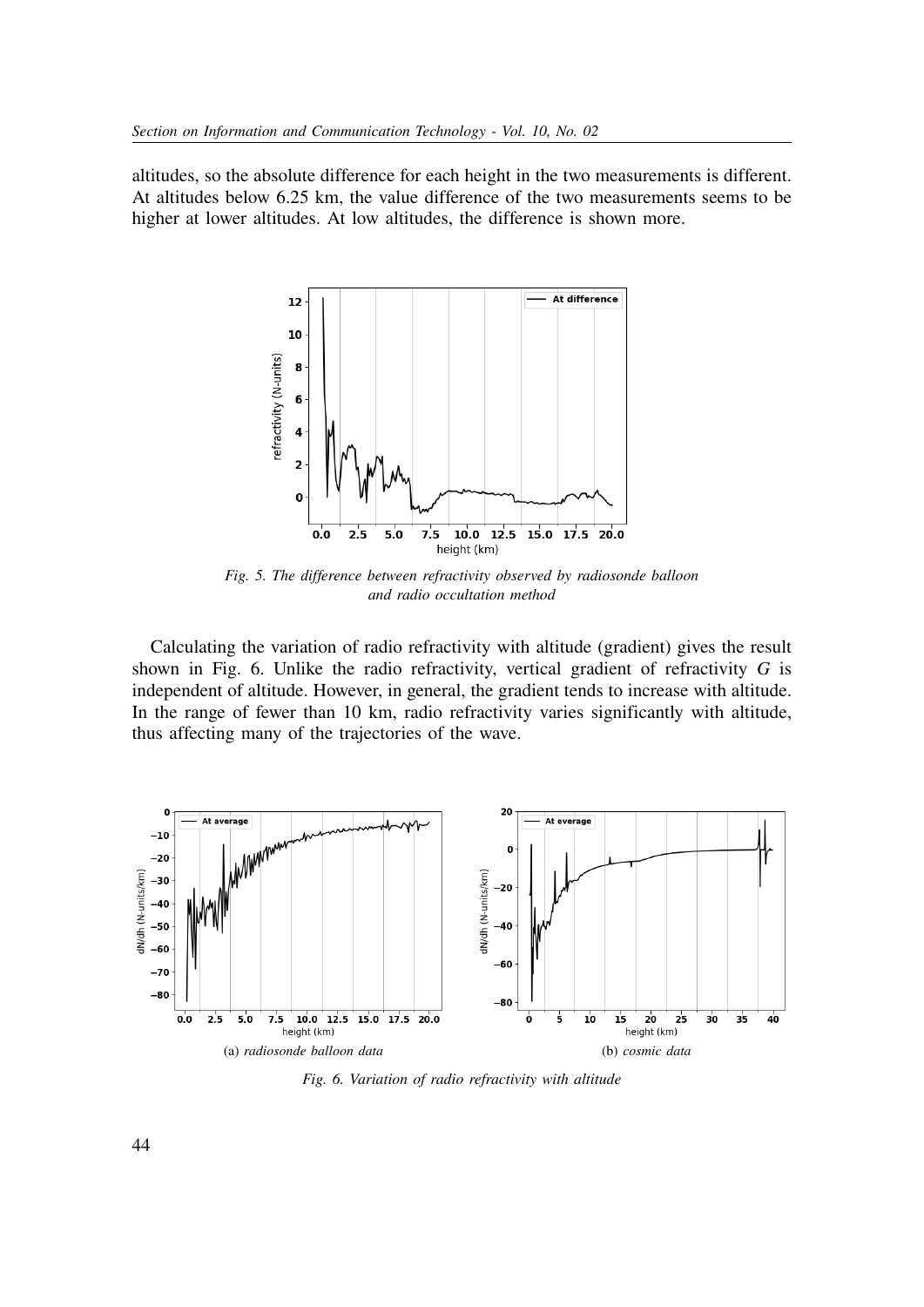altitudes, so the absolute difference for each height in the two measurements is different. At altitudes below 6.25 km, the value difference of the two measurements seems to be higher at lower altitudes. At low altitudes, the difference is shown more.

*Fig. 5. The difference between refractivity observed by radiosonde balloon and radio occultation method*

Calculating the variation of radio refractivity with altitude (gradient) gives the result shown in Fig. 6. Unlike the radio refractivity, vertical gradient of refractivity $G$ is independent of altitude. However, in general, the gradient tends to increase with altitude. In the range of fewer than 10 km, radio refractivity varies significantly with altitude, thus affecting many of the trajectories of the wave.

(a) *radiosonde balloon data*

(b) *cosmic data*

*Fig. 6. Variation of radio refractivity with altitude*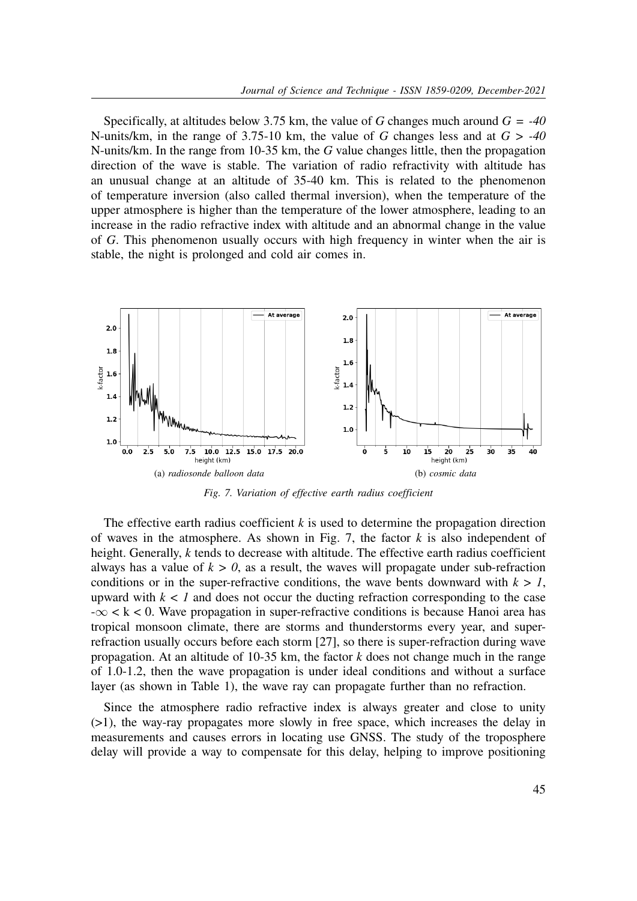Specifically, at altitudes below 3.75 km, the value of $G$ changes much around $G = -40$ N-units/km, in the range of 3.75-10 km, the value of $G$ changes less and at $G > -40$ N-units/km. In the range from 10-35 km, the $G$ value changes little, then the propagation direction of the wave is stable. The variation of radio refractivity with altitude has an unusual change at an altitude of 35-40 km. This is related to the phenomenon of temperature inversion (also called thermal inversion), when the temperature of the upper atmosphere is higher than the temperature of the lower atmosphere, leading to an increase in the radio refractive index with altitude and an abnormal change in the value of $G$. This phenomenon usually occurs with high frequency in winter when the air is stable, the night is prolonged and cold air comes in.

(a) *radiosonde balloon data* (b) *cosmic data*

*Fig. 7. Variation of effective earth radius coefficient*

The effective earth radius coefficient $k$ is used to determine the propagation direction of waves in the atmosphere. As shown in Fig. 7, the factor $k$ is also independent of height. Generally, $k$ tends to decrease with altitude. The effective earth radius coefficient always has a value of $k > 0$, as a result, the waves will propagate under sub-refraction conditions or in the super-refractive conditions, the wave bents downward with $k > 1$, upward with $k < 1$ and does not occur the ducting refraction corresponding to the case $-\infty < k < 0$. Wave propagation in super-refractive conditions is because Hanoi area has tropical monsoon climate, there are storms and thunderstorms every year, and super-refraction usually occurs before each storm [27], so there is super-refraction during wave propagation. At an altitude of 10-35 km, the factor $k$ does not change much in the range of 1.0-1.2, then the wave propagation is under ideal conditions and without a surface layer (as shown in Table 1), the wave ray can propagate further than no refraction.

Since the atmosphere radio refractive index is always greater and close to unity (>1), the way-ray propagates more slowly in free space, which increases the delay in measurements and causes errors in locating use GNSS. The study of the troposphere delay will provide a way to compensate for this delay, helping to improve positioning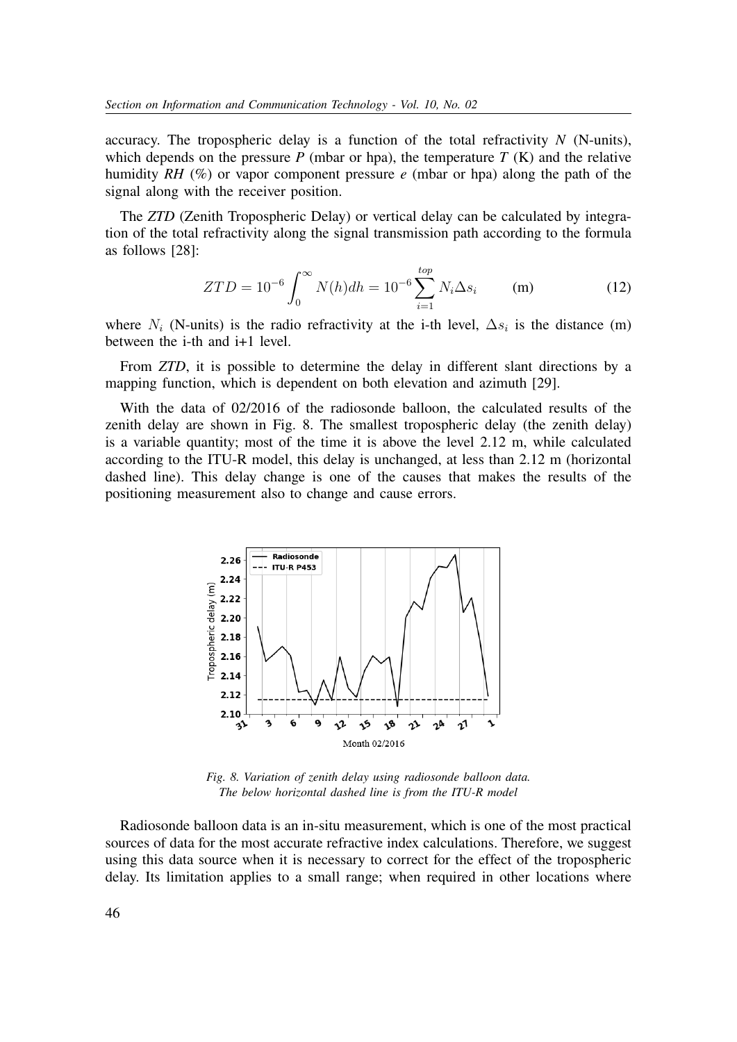accuracy. The tropospheric delay is a function of the total refractivity *N* (N-units), which depends on the pressure *P* (mbar or hpa), the temperature *T* (K) and the relative humidity *RH* (%) or vapor component pressure *e* (mbar or hpa) along the path of the signal along with the receiver position.

The *ZTD* (Zenith Tropospheric Delay) or vertical delay can be calculated by integration of the total refractivity along the signal transmission path according to the formula as follows [28]:

$$ZTD = 10^{-6} \int_{0}^{\infty} N(h)dh = 10^{-6} \sum_{i=1}^{top} N_i \Delta s_i \qquad \text{(m)} \tag{12}$$

where $N_i$ (N-units) is the radio refractivity at the i-th level, $\Delta s_i$ is the distance (m) between the i-th and i+1 level.

From *ZTD*, it is possible to determine the delay in different slant directions by a mapping function, which is dependent on both elevation and azimuth [29].

With the data of 02/2016 of the radiosonde balloon, the calculated results of the zenith delay are shown in Fig. 8. The smallest tropospheric delay (the zenith delay) is a variable quantity; most of the time it is above the level 2.12 m, while calculated according to the ITU-R model, this delay is unchanged, at less than 2.12 m (horizontal dashed line). This delay change is one of the causes that makes the results of the positioning measurement also to change and cause errors.

*Fig. 8. Variation of zenith delay using radiosonde balloon data. The below horizontal dashed line is from the ITU-R model*

Radiosonde balloon data is an in-situ measurement, which is one of the most practical sources of data for the most accurate refractive index calculations. Therefore, we suggest using this data source when it is necessary to correct for the effect of the tropospheric delay. Its limitation applies to a small range; when required in other locations where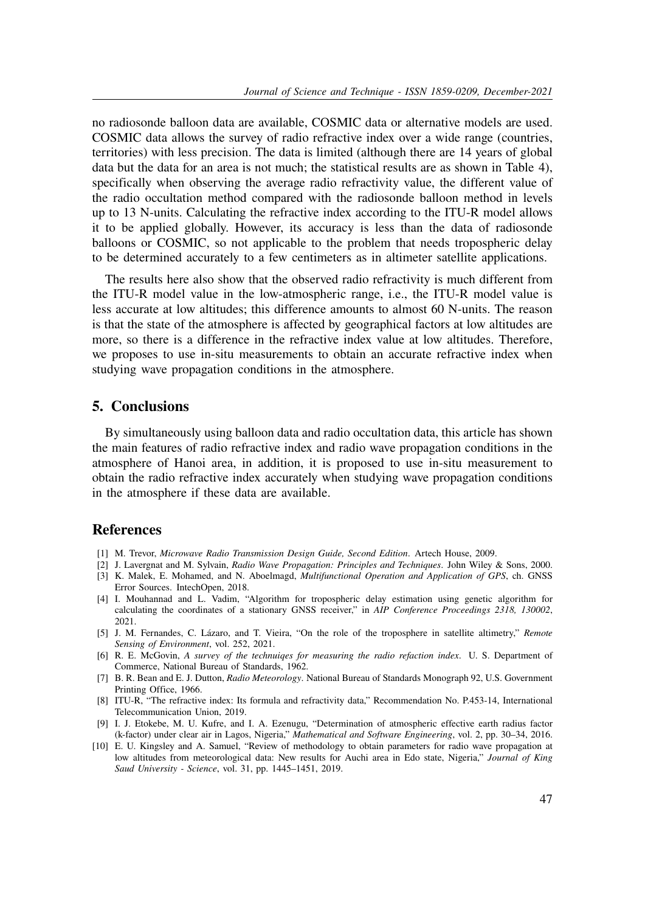no radiosonde balloon data are available, COSMIC data or alternative models are used. COSMIC data allows the survey of radio refractive index over a wide range (countries, territories) with less precision. The data is limited (although there are 14 years of global data but the data for an area is not much; the statistical results are as shown in Table 4), specifically when observing the average radio refractivity value, the different value of the radio occultation method compared with the radiosonde balloon method in levels up to 13 N-units. Calculating the refractive index according to the ITU-R model allows it to be applied globally. However, its accuracy is less than the data of radiosonde balloons or COSMIC, so not applicable to the problem that needs tropospheric delay to be determined accurately to a few centimeters as in altimeter satellite applications.

The results here also show that the observed radio refractivity is much different from the ITU-R model value in the low-atmospheric range, i.e., the ITU-R model value is less accurate at low altitudes; this difference amounts to almost 60 N-units. The reason is that the state of the atmosphere is affected by geographical factors at low altitudes are more, so there is a difference in the refractive index value at low altitudes. Therefore, we proposes to use in-situ measurements to obtain an accurate refractive index when studying wave propagation conditions in the atmosphere.

## 5. Conclusions

By simultaneously using balloon data and radio occultation data, this article has shown the main features of radio refractive index and radio wave propagation conditions in the atmosphere of Hanoi area, in addition, it is proposed to use in-situ measurement to obtain the radio refractive index accurately when studying wave propagation conditions in the atmosphere if these data are available.

## References

[1] M. Trevor, *Microwave Radio Transmission Design Guide, Second Edition*. Artech House, 2009.

[2] J. Lavergnat and M. Sylvain, *Radio Wave Propagation: Principles and Techniques*. John Wiley & Sons, 2000.

[3] K. Malek, E. Mohamed, and N. Aboelmagd, *Multifunctional Operation and Application of GPS*, ch. GNSS Error Sources. IntechOpen, 2018.

[4] I. Mouhannad and L. Vadim, "Algorithm for tropospheric delay estimation using genetic algorithm for calculating the coordinates of a stationary GNSS receiver," in *AIP Conference Proceedings 2318, 130002*, 2021.

[5] J. M. Fernandes, C. Lázaro, and T. Vieira, "On the role of the troposphere in satellite altimetry," *Remote Sensing of Environment*, vol. 252, 2021.

[6] R. E. McGovin, *A survey of the technuiqes for measuring the radio refraction index*. U. S. Department of Commerce, National Bureau of Standards, 1962.

[7] B. R. Bean and E. J. Dutton, *Radio Meteorology*. National Bureau of Standards Monograph 92, U.S. Government Printing Office, 1966.

[8] ITU-R, "The refractive index: Its formula and refractivity data," Recommendation No. P.453-14, International Telecommunication Union, 2019.

[9] I. J. Etokebe, M. U. Kufre, and I. A. Ezenugu, "Determination of atmospheric effective earth radius factor (k-factor) under clear air in Lagos, Nigeria," *Mathematical and Software Engineering*, vol. 2, pp. 30–34, 2016.

[10] E. U. Kingsley and A. Samuel, "Review of methodology to obtain parameters for radio wave propagation at low altitudes from meteorological data: New results for Auchi area in Edo state, Nigeria," *Journal of King Saud University - Science*, vol. 31, pp. 1445–1451, 2019.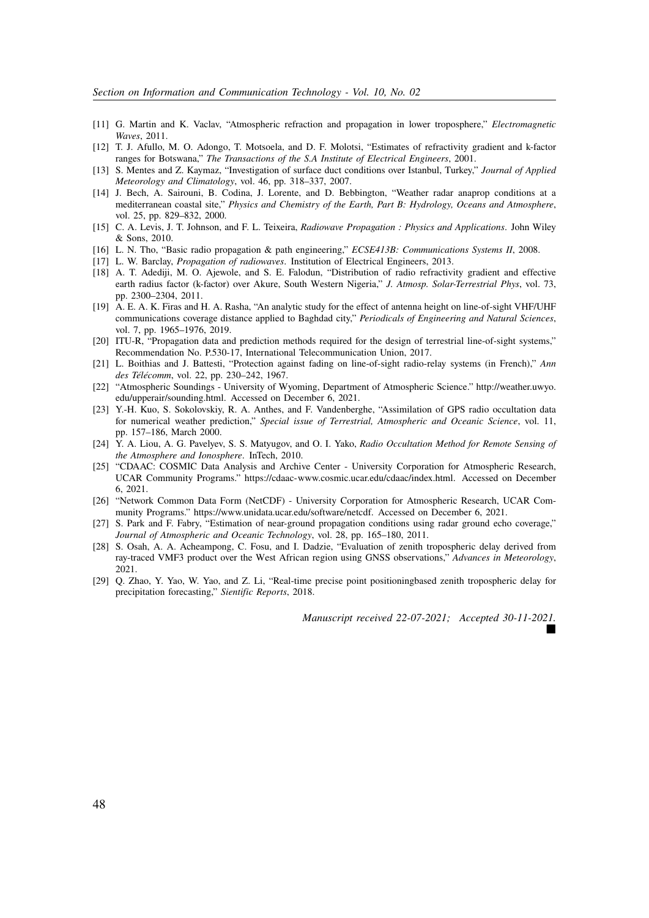[11] G. Martin and K. Vaclav, "Atmospheric refraction and propagation in lower troposphere," *Electromagnetic Waves*, 2011.

[12] T. J. Afullo, M. O. Adongo, T. Motsoela, and D. F. Molotsi, "Estimates of refractivity gradient and k-factor ranges for Botswana," *The Transactions of the S.A Institute of Electrical Engineers*, 2001.

[13] S. Mentes and Z. Kaymaz, "Investigation of surface duct conditions over Istanbul, Turkey," *Journal of Applied Meteorology and Climatology*, vol. 46, pp. 318–337, 2007.

[14] J. Bech, A. Sairouni, B. Codina, J. Lorente, and D. Bebbington, "Weather radar anaprop conditions at a mediterranean coastal site," *Physics and Chemistry of the Earth, Part B: Hydrology, Oceans and Atmosphere*, vol. 25, pp. 829–832, 2000.

[15] C. A. Levis, J. T. Johnson, and F. L. Teixeira, *Radiowave Propagation : Physics and Applications*. John Wiley & Sons, 2010.

[16] L. N. Tho, "Basic radio propagation & path engineering," *ECSE413B: Communications Systems II*, 2008.

[17] L. W. Barclay, *Propagation of radiowaves*. Institution of Electrical Engineers, 2013.

[18] A. T. Adediji, M. O. Ajewole, and S. E. Falodun, "Distribution of radio refractivity gradient and effective earth radius factor (k-factor) over Akure, South Western Nigeria," *J. Atmosp. Solar-Terrestrial Phys*, vol. 73, pp. 2300–2304, 2011.

[19] A. E. A. K. Firas and H. A. Rasha, "An analytic study for the effect of antenna height on line-of-sight VHF/UHF communications coverage distance applied to Baghdad city," *Periodicals of Engineering and Natural Sciences*, vol. 7, pp. 1965–1976, 2019.

[20] ITU-R, "Propagation data and prediction methods required for the design of terrestrial line-of-sight systems," Recommendation No. P.530-17, International Telecommunication Union, 2017.

[21] L. Boithias and J. Battesti, "Protection against fading on line-of-sight radio-relay systems (in French)," *Ann des Télécomm*, vol. 22, pp. 230–242, 1967.

[22] "Atmospheric Soundings - University of Wyoming, Department of Atmospheric Science." http://weather.uwyo.edu/upperair/sounding.html. Accessed on December 6, 2021.

[23] Y.-H. Kuo, S. Sokolovskiy, R. A. Anthes, and F. Vandenberghe, "Assimilation of GPS radio occultation data for numerical weather prediction," *Special issue of Terrestrial, Atmospheric and Oceanic Science*, vol. 11, pp. 157–186, March 2000.

[24] Y. A. Liou, A. G. Pavelyev, S. S. Matyugov, and O. I. Yako, *Radio Occultation Method for Remote Sensing of the Atmosphere and Ionosphere*. InTech, 2010.

[25] "CDAAC: COSMIC Data Analysis and Archive Center - University Corporation for Atmospheric Research, UCAR Community Programs." https://cdaac-www.cosmic.ucar.edu/cdaac/index.html. Accessed on December 6, 2021.

[26] "Network Common Data Form (NetCDF) - University Corporation for Atmospheric Research, UCAR Community Programs." https://www.unidata.ucar.edu/software/netcdf. Accessed on December 6, 2021.

[27] S. Park and F. Fabry, "Estimation of near-ground propagation conditions using radar ground echo coverage," *Journal of Atmospheric and Oceanic Technology*, vol. 28, pp. 165–180, 2011.

[28] S. Osah, A. A. Acheampong, C. Fosu, and I. Dadzie, "Evaluation of zenith tropospheric delay derived from ray-traced VMF3 product over the West African region using GNSS observations," *Advances in Meteorology*, 2021.

[29] Q. Zhao, Y. Yao, W. Yao, and Z. Li, "Real-time precise point positioningbased zenith tropospheric delay for precipitation forecasting," *Sientific Reports*, 2018.

*Manuscript received 22-07-2021; Accepted 30-11-2021.*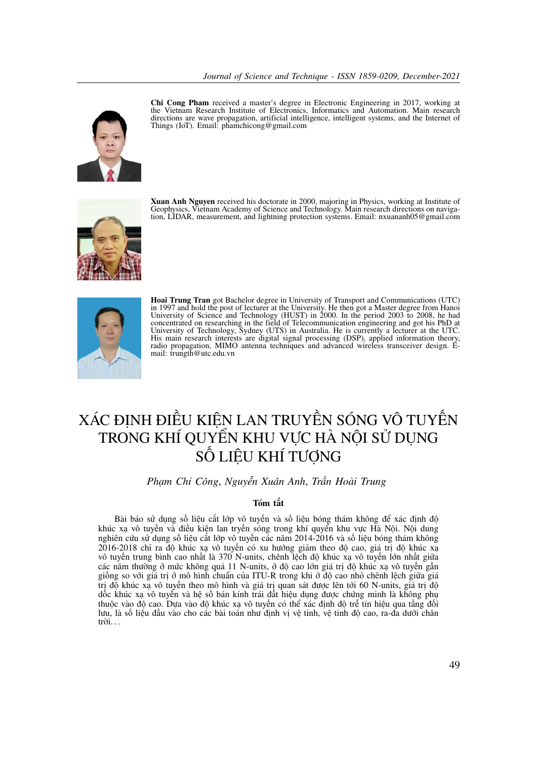**Chi Cong Pham** received a master's degree in Electronic Engineering in 2017, working at the Vietnam Research Institute of Electronics, Informatics and Automation. Main research directions are wave propagation, artificial intelligence, intelligent systems, and the Internet of Things (IoT). Email: phamchicong@gmail.com

**Xuan Anh Nguyen** received his doctorate in 2000, majoring in Physics, working at Institute of Geophysics, Vietnam Academy of Science and Technology. Main research directions on navigation, LIDAR, measurement, and lightning protection systems. Email: nxuananh05@gmail.com

**Hoai Trung Tran** got Bachelor degree in University of Transport and Communications (UTC) in 1997 and hold the post of lecturer at the University. He then got a Master degree from Hanoi University of Science and Technology (HUST) in 2000. In the period 2003 to 2008, he had concentrated on researching in the field of Telecommunication engineering and got his PhD at University of Technology, Sydney (UTS) in Australia. He is currently a lecturer at the UTC. His main research interests are digital signal processing (DSP), applied information theory, radio propagation, MIMO antenna techniques and advanced wireless transceiver design. E-mail: trungth@utc.edu.vn

# XÁC ĐỊNH ĐIỀU KIỆN LAN TRUYỀN SÓNG VÔ TUYẾN TRONG KHÍ QUYỂN KHU VỰC HÀ NỘI SỬ DỤNG SỐ LIỆU KHÍ TƯỢNG

*Phạm Chí Công, Nguyễn Xuân Anh, Trần Hoài Trung*

## Tóm tắt

Bài báo sử dụng số liệu cắt lớp vô tuyến và số liệu bóng thám không để xác định độ khúc xạ vô tuyến và điều kiện lan tryền sóng trong khí quyển khu vực Hà Nội. Nội dung nghiên cứu sử dụng số liệu cắt lớp vô tuyến các năm 2014-2016 và số liệu bóng thám không 2016-2018 chỉ ra độ khúc xạ vô tuyến có xu hướng giảm theo độ cao, giá trị độ khúc xạ vô tuyến trung bình cao nhất là 370 N-units, chênh lệch độ khúc xạ vô tuyến lớn nhất giữa các năm thường ở mức không quá 11 N-units, ở độ cao lớn giá trị độ khúc xạ vô tuyến gần giống so với giá trị ở mô hình chuẩn của ITU-R trong khi ở độ cao nhỏ chênh lệch giữa giá trị độ khúc xạ vô tuyến theo mô hình và giá trị quan sát được lên tới 60 N-units, giá trị độ dốc khúc xạ vô tuyến và hệ số bán kính trái đất hiệu dụng được chứng minh là không phụ thuộc vào độ cao. Dựa vào độ khúc xạ vô tuyến có thể xác định độ trễ tín hiệu qua tầng đối lưu, là số liệu đầu vào cho các bài toán như định vị vệ tinh, vệ tinh độ cao, ra-đa dưới chân trời…